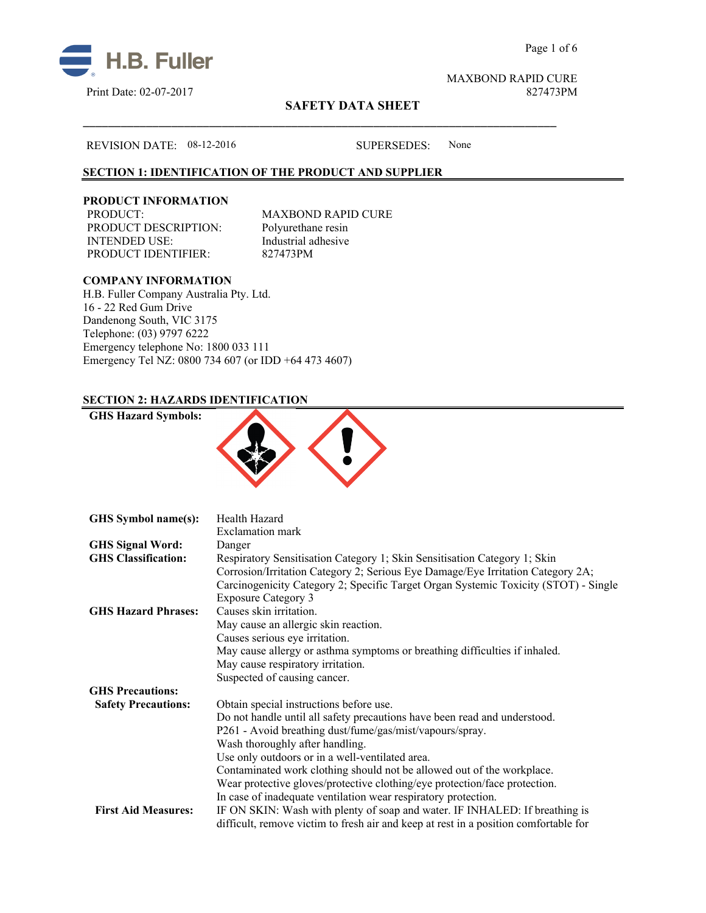H.B. Fuller

Print Date: 02-07-2017

MAXBOND RAPID CURE
827473PM

# SAFETY DATA SHEET

REVISION DATE: 08-12-2016 SUPERSEDES: None

## SECTION 1: IDENTIFICATION OF THE PRODUCT AND SUPPLIER

### PRODUCT INFORMATION

| | |
|---|---|
| PRODUCT: | MAXBOND RAPID CURE |
| PRODUCT DESCRIPTION: | Polyurethane resin |
| INTENDED USE: | Industrial adhesive |
| PRODUCT IDENTIFIER: | 827473PM |

### COMPANY INFORMATION

H.B. Fuller Company Australia Pty. Ltd.
16 - 22 Red Gum Drive
Dandenong South, VIC 3175
Telephone: (03) 9797 6222
Emergency telephone No: 1800 033 111
Emergency Tel NZ: 0800 734 607 (or IDD +64 473 4607)

## SECTION 2: HAZARDS IDENTIFICATION

**GHS Hazard Symbols:**

**GHS Symbol name(s):** Health Hazard
Exclamation mark

**GHS Signal Word:** Danger

**GHS Classification:** Respiratory Sensitisation Category 1; Skin Sensitisation Category 1; Skin Corrosion/Irritation Category 2; Serious Eye Damage/Eye Irritation Category 2A; Carcinogenicity Category 2; Specific Target Organ Systemic Toxicity (STOT) - Single Exposure Category 3

**GHS Hazard Phrases:** Causes skin irritation.
May cause an allergic skin reaction.
Causes serious eye irritation.
May cause allergy or asthma symptoms or breathing difficulties if inhaled.
May cause respiratory irritation.
Suspected of causing cancer.

**GHS Precautions:**

**Safety Precautions:** Obtain special instructions before use.
Do not handle until all safety precautions have been read and understood.
P261 - Avoid breathing dust/fume/gas/mist/vapours/spray.
Wash thoroughly after handling.
Use only outdoors or in a well-ventilated area.
Contaminated work clothing should not be allowed out of the workplace.
Wear protective gloves/protective clothing/eye protection/face protection.
In case of inadequate ventilation wear respiratory protection.

**First Aid Measures:** IF ON SKIN: Wash with plenty of soap and water. IF INHALED: If breathing is difficult, remove victim to fresh air and keep at rest in a position comfortable for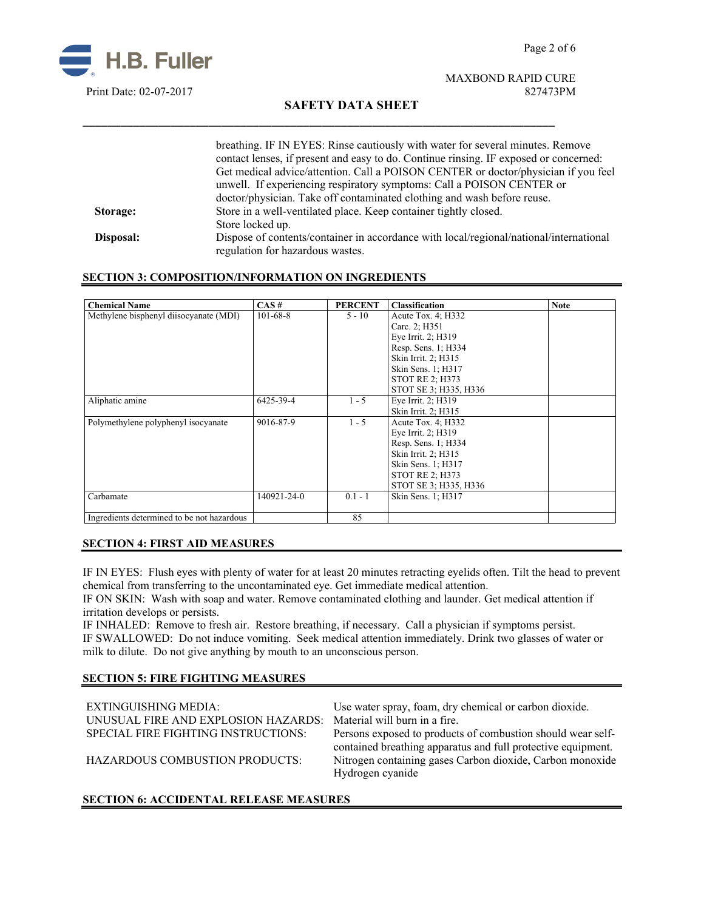breathing. IF IN EYES: Rinse cautiously with water for several minutes. Remove contact lenses, if present and easy to do. Continue rinsing. IF exposed or concerned: Get medical advice/attention. Call a POISON CENTER or doctor/physician if you feel unwell. If experiencing respiratory symptoms: Call a POISON CENTER or doctor/physician. Take off contaminated clothing and wash before reuse.

**Storage:** Store in a well-ventilated place. Keep container tightly closed. Store locked up.

**Disposal:** Dispose of contents/container in accordance with local/regional/national/international regulation for hazardous wastes.

## SECTION 3: COMPOSITION/INFORMATION ON INGREDIENTS

| Chemical Name | CAS # | PERCENT | Classification | Note |
|---|---|---|---|---|
| Methylene bisphenyl diisocyanate (MDI) | 101-68-8 | 5 - 10 | Acute Tox. 4; H332<br>Carc. 2; H351<br>Eye Irrit. 2; H319<br>Resp. Sens. 1; H334<br>Skin Irrit. 2; H315<br>Skin Sens. 1; H317<br>STOT RE 2; H373<br>STOT SE 3; H335, H336 | |
| Aliphatic amine | 6425-39-4 | 1 - 5 | Eye Irrit. 2; H319<br>Skin Irrit. 2; H315 | |
| Polymethylene polyphenyl isocyanate | 9016-87-9 | 1 - 5 | Acute Tox. 4; H332<br>Eye Irrit. 2; H319<br>Resp. Sens. 1; H334<br>Skin Irrit. 2; H315<br>Skin Sens. 1; H317<br>STOT RE 2; H373<br>STOT SE 3; H335, H336 | |
| Carbamate | 140921-24-0 | 0.1 - 1 | Skin Sens. 1; H317 | |
| Ingredients determined to be not hazardous | | 85 | | |

## SECTION 4: FIRST AID MEASURES

IF IN EYES: Flush eyes with plenty of water for at least 20 minutes retracting eyelids often. Tilt the head to prevent chemical from transferring to the uncontaminated eye. Get immediate medical attention.
IF ON SKIN: Wash with soap and water. Remove contaminated clothing and launder. Get medical attention if irritation develops or persists.
IF INHALED: Remove to fresh air. Restore breathing, if necessary. Call a physician if symptoms persist.
IF SWALLOWED: Do not induce vomiting. Seek medical attention immediately. Drink two glasses of water or milk to dilute. Do not give anything by mouth to an unconscious person.

## SECTION 5: FIRE FIGHTING MEASURES

EXTINGUISHING MEDIA: Use water spray, foam, dry chemical or carbon dioxide.
UNUSUAL FIRE AND EXPLOSION HAZARDS: Material will burn in a fire.
SPECIAL FIRE FIGHTING INSTRUCTIONS: Persons exposed to products of combustion should wear self-contained breathing apparatus and full protective equipment.
HAZARDOUS COMBUSTION PRODUCTS: Nitrogen containing gases Carbon dioxide, Carbon monoxide Hydrogen cyanide

## SECTION 6: ACCIDENTAL RELEASE MEASURES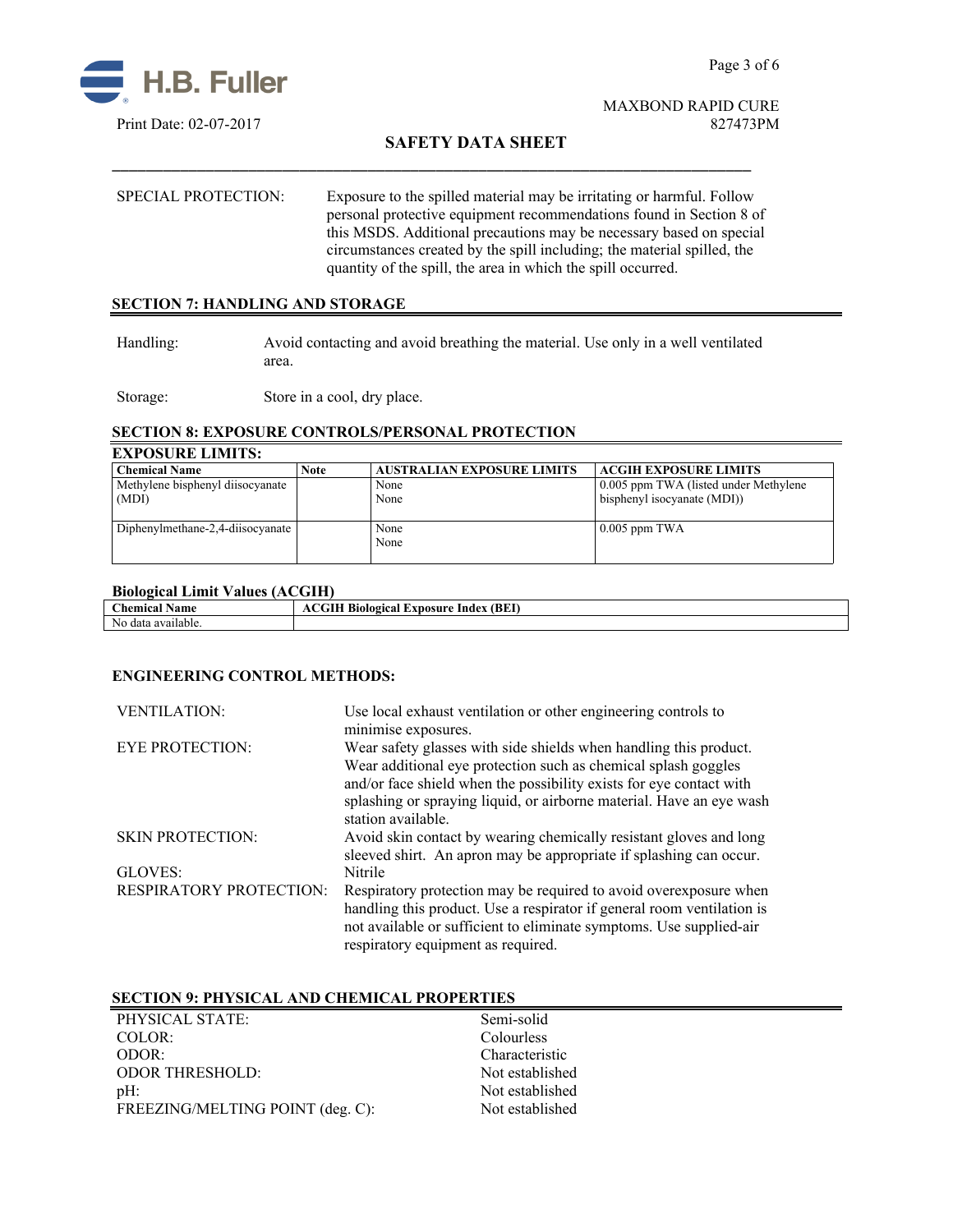SPECIAL PROTECTION: Exposure to the spilled material may be irritating or harmful. Follow personal protective equipment recommendations found in Section 8 of this MSDS. Additional precautions may be necessary based on special circumstances created by the spill including; the material spilled, the quantity of the spill, the area in which the spill occurred.

## SECTION 7: HANDLING AND STORAGE

Handling: Avoid contacting and avoid breathing the material. Use only in a well ventilated area.

Storage: Store in a cool, dry place.

## SECTION 8: EXPOSURE CONTROLS/PERSONAL PROTECTION

### EXPOSURE LIMITS:

| Chemical Name | Note | AUSTRALIAN EXPOSURE LIMITS | ACGIH EXPOSURE LIMITS |
|---|---|---|---|
| Methylene bisphenyl diisocyanate (MDI) | | None<br>None | 0.005 ppm TWA (listed under Methylene bisphenyl isocyanate (MDI)) |
| Diphenylmethane-2,4-diisocyanate | | None<br>None | 0.005 ppm TWA |

### Biological Limit Values (ACGIH)

| Chemical Name | ACGIH Biological Exposure Index (BEI) |
|---|---|
| No data available. | |

### ENGINEERING CONTROL METHODS:

VENTILATION: Use local exhaust ventilation or other engineering controls to minimise exposures.

EYE PROTECTION: Wear safety glasses with side shields when handling this product. Wear additional eye protection such as chemical splash goggles and/or face shield when the possibility exists for eye contact with splashing or spraying liquid, or airborne material. Have an eye wash station available.

SKIN PROTECTION: Avoid skin contact by wearing chemically resistant gloves and long sleeved shirt. An apron may be appropriate if splashing can occur.

GLOVES: Nitrile

RESPIRATORY PROTECTION: Respiratory protection may be required to avoid overexposure when handling this product. Use a respirator if general room ventilation is not available or sufficient to eliminate symptoms. Use supplied-air respiratory equipment as required.

## SECTION 9: PHYSICAL AND CHEMICAL PROPERTIES

| | |
|---|---|
| PHYSICAL STATE: | Semi-solid |
| COLOR: | Colourless |
| ODOR: | Characteristic |
| ODOR THRESHOLD: | Not established |
| pH: | Not established |
| FREEZING/MELTING POINT (deg. C): | Not established |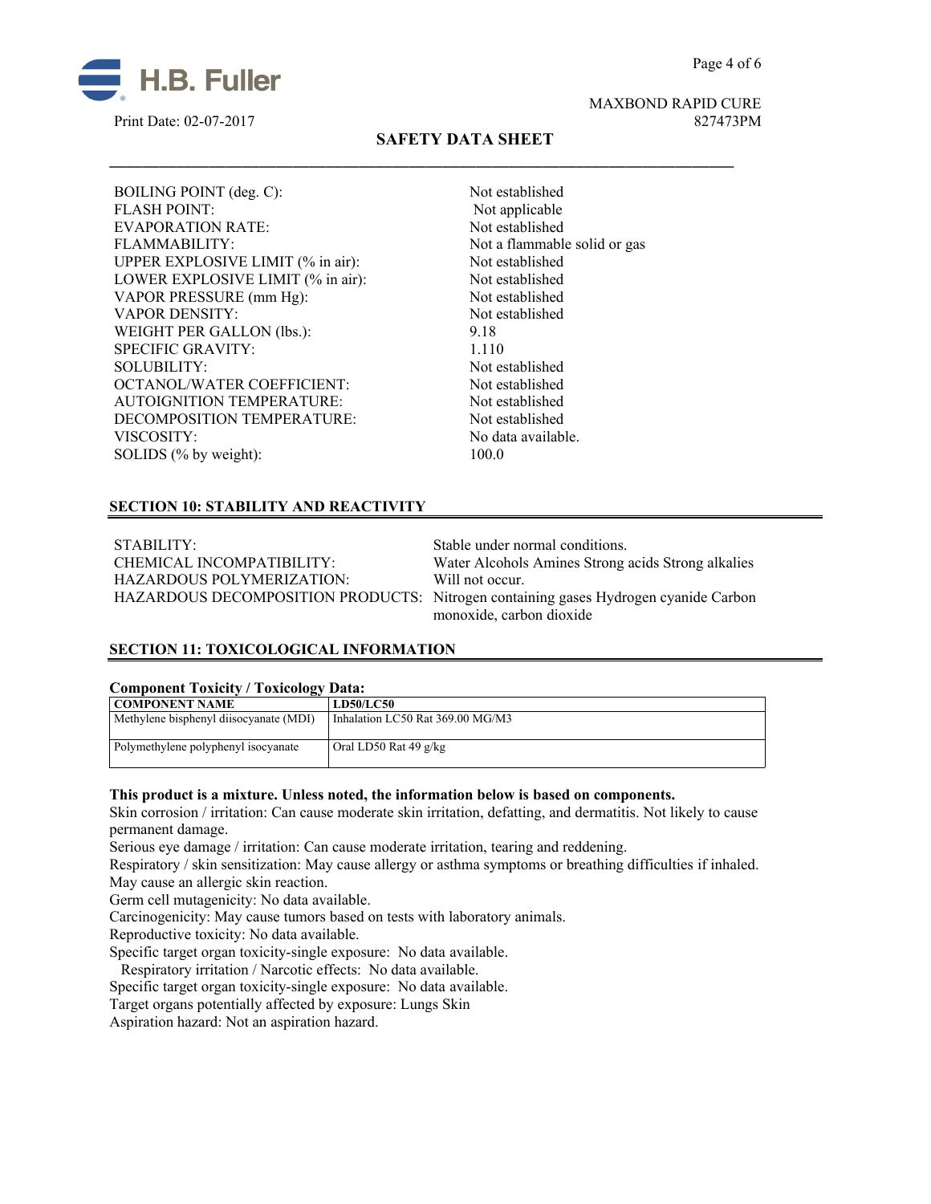| | |
|---|---|
| BOILING POINT (deg. C): | Not established |
| FLASH POINT: | Not applicable |
| EVAPORATION RATE: | Not established |
| FLAMMABILITY: | Not a flammable solid or gas |
| UPPER EXPLOSIVE LIMIT (% in air): | Not established |
| LOWER EXPLOSIVE LIMIT (% in air): | Not established |
| VAPOR PRESSURE (mm Hg): | Not established |
| VAPOR DENSITY: | Not established |
| WEIGHT PER GALLON (lbs.): | 9.18 |
| SPECIFIC GRAVITY: | 1.110 |
| SOLUBILITY: | Not established |
| OCTANOL/WATER COEFFICIENT: | Not established |
| AUTOIGNITION TEMPERATURE: | Not established |
| DECOMPOSITION TEMPERATURE: | Not established |
| VISCOSITY: | No data available. |
| SOLIDS (% by weight): | 100.0 |

## SECTION 10: STABILITY AND REACTIVITY

| | |
|---|---|
| STABILITY: | Stable under normal conditions. |
| CHEMICAL INCOMPATIBILITY: | Water Alcohols Amines Strong acids Strong alkalies |
| HAZARDOUS POLYMERIZATION: | Will not occur. |
| HAZARDOUS DECOMPOSITION PRODUCTS: | Nitrogen containing gases Hydrogen cyanide Carbon monoxide, carbon dioxide |

## SECTION 11: TOXICOLOGICAL INFORMATION

**Component Toxicity / Toxicology Data:**

| COMPONENT NAME | LD50/LC50 |
|---|---|
| Methylene bisphenyl diisocyanate (MDI) | Inhalation LC50 Rat 369.00 MG/M3 |
| Polymethylene polyphenyl isocyanate | Oral LD50 Rat 49 g/kg |

**This product is a mixture. Unless noted, the information below is based on components.**

Skin corrosion / irritation: Can cause moderate skin irritation, defatting, and dermatitis. Not likely to cause permanent damage.

Serious eye damage / irritation: Can cause moderate irritation, tearing and reddening.

Respiratory / skin sensitization: May cause allergy or asthma symptoms or breathing difficulties if inhaled. May cause an allergic skin reaction.

Germ cell mutagenicity: No data available.

Carcinogenicity: May cause tumors based on tests with laboratory animals.

Reproductive toxicity: No data available.

Specific target organ toxicity-single exposure: No data available.

Respiratory irritation / Narcotic effects: No data available.

Specific target organ toxicity-single exposure: No data available.

Target organs potentially affected by exposure: Lungs Skin

Aspiration hazard: Not an aspiration hazard.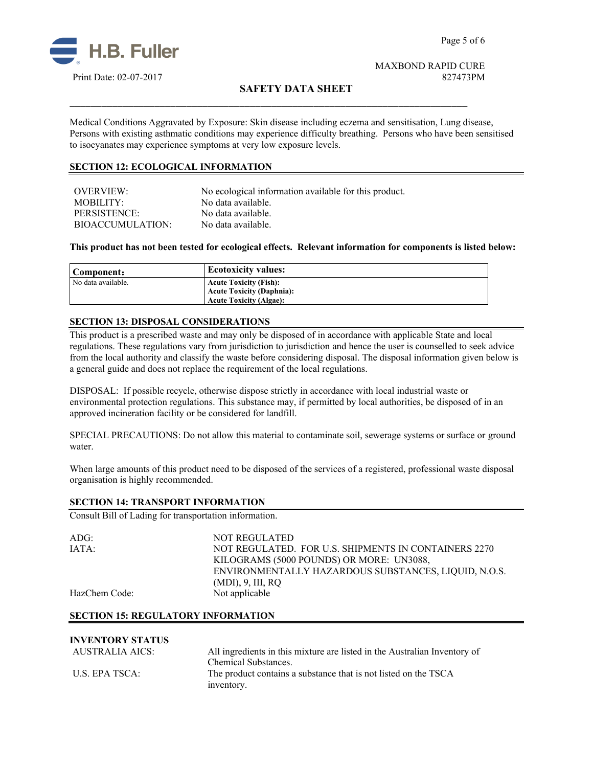Medical Conditions Aggravated by Exposure: Skin disease including eczema and sensitisation, Lung disease, Persons with existing asthmatic conditions may experience difficulty breathing. Persons who have been sensitised to isocyanates may experience symptoms at very low exposure levels.

## SECTION 12: ECOLOGICAL INFORMATION

| | |
|---|---|
| OVERVIEW: | No ecological information available for this product. |
| MOBILITY: | No data available. |
| PERSISTENCE: | No data available. |
| BIOACCUMULATION: | No data available. |

**This product has not been tested for ecological effects. Relevant information for components is listed below:**

| Component: | Ecotoxicity values: |
|---|---|
| No data available. | **Acute Toxicity (Fish):**<br>**Acute Toxicity (Daphnia):**<br>**Acute Toxicity (Algae):** |

## SECTION 13: DISPOSAL CONSIDERATIONS

This product is a prescribed waste and may only be disposed of in accordance with applicable State and local regulations. These regulations vary from jurisdiction to jurisdiction and hence the user is counselled to seek advice from the local authority and classify the waste before considering disposal. The disposal information given below is a general guide and does not replace the requirement of the local regulations.

DISPOSAL: If possible recycle, otherwise dispose strictly in accordance with local industrial waste or environmental protection regulations. This substance may, if permitted by local authorities, be disposed of in an approved incineration facility or be considered for landfill.

SPECIAL PRECAUTIONS: Do not allow this material to contaminate soil, sewerage systems or surface or ground water.

When large amounts of this product need to be disposed of the services of a registered, professional waste disposal organisation is highly recommended.

## SECTION 14: TRANSPORT INFORMATION

Consult Bill of Lading for transportation information.

| | |
|---|---|
| ADG: | NOT REGULATED |
| IATA: | NOT REGULATED. FOR U.S. SHIPMENTS IN CONTAINERS 2270 KILOGRAMS (5000 POUNDS) OR MORE: UN3088, ENVIRONMENTALLY HAZARDOUS SUBSTANCES, LIQUID, N.O.S. (MDI), 9, III, RQ |
| HazChem Code: | Not applicable |

## SECTION 15: REGULATORY INFORMATION

**INVENTORY STATUS**

| | |
|---|---|
| AUSTRALIA AICS: | All ingredients in this mixture are listed in the Australian Inventory of Chemical Substances. |
| U.S. EPA TSCA: | The product contains a substance that is not listed on the TSCA inventory. |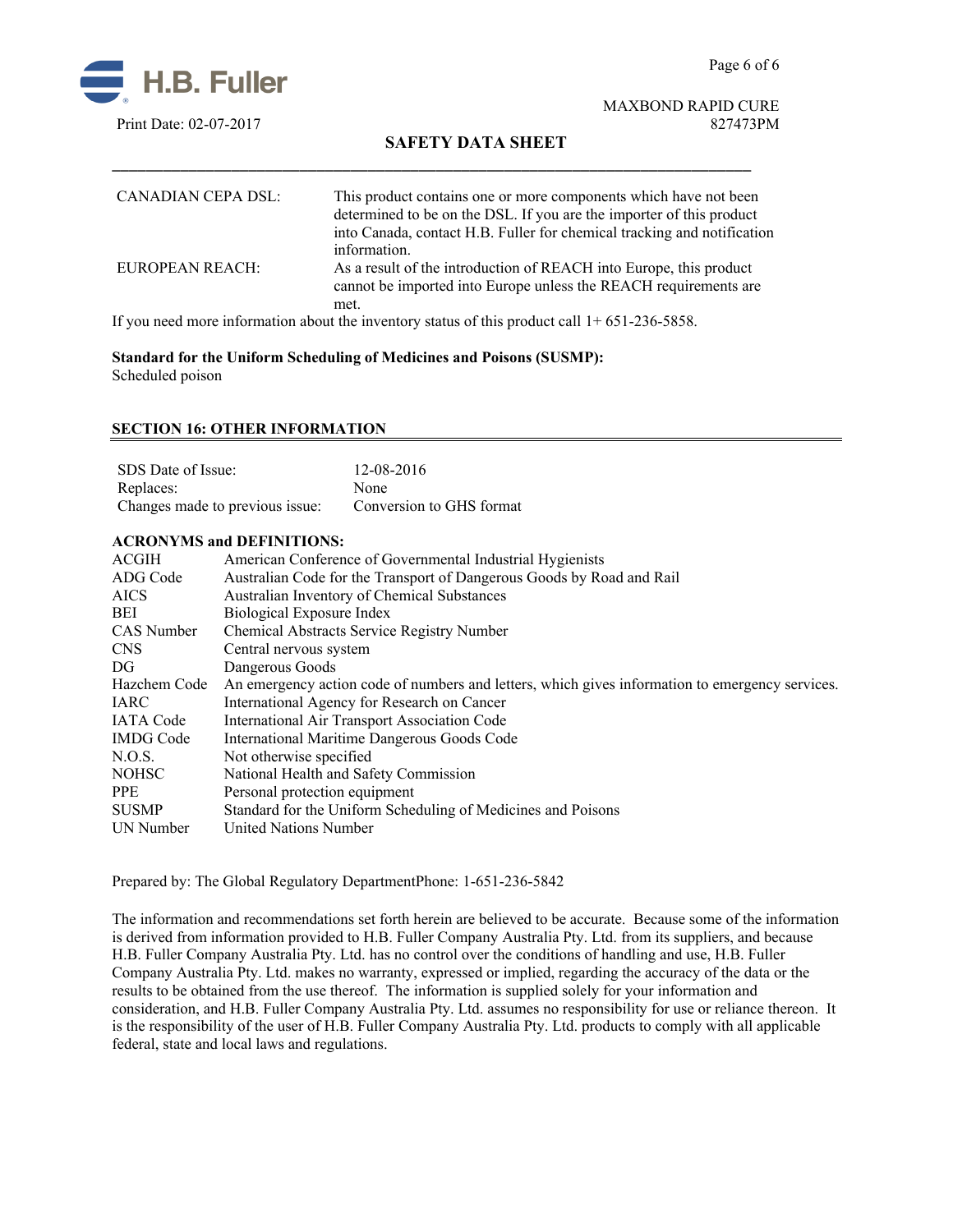| | |
|---|---|
| CANADIAN CEPA DSL: | This product contains one or more components which have not been determined to be on the DSL. If you are the importer of this product into Canada, contact H.B. Fuller for chemical tracking and notification information. |
| EUROPEAN REACH: | As a result of the introduction of REACH into Europe, this product cannot be imported into Europe unless the REACH requirements are met. |

If you need more information about the inventory status of this product call 1+ 651-236-5858.

**Standard for the Uniform Scheduling of Medicines and Poisons (SUSMP):**
Scheduled poison

## SECTION 16: OTHER INFORMATION

| | |
|---|---|
| SDS Date of Issue: | 12-08-2016 |
| Replaces: | None |
| Changes made to previous issue: | Conversion to GHS format |

**ACRONYMS and DEFINITIONS:**

| | |
|---|---|
| ACGIH | American Conference of Governmental Industrial Hygienists |
| ADG Code | Australian Code for the Transport of Dangerous Goods by Road and Rail |
| AICS | Australian Inventory of Chemical Substances |
| BEI | Biological Exposure Index |
| CAS Number | Chemical Abstracts Service Registry Number |
| CNS | Central nervous system |
| DG | Dangerous Goods |
| Hazchem Code | An emergency action code of numbers and letters, which gives information to emergency services. |
| IARC | International Agency for Research on Cancer |
| IATA Code | International Air Transport Association Code |
| IMDG Code | International Maritime Dangerous Goods Code |
| N.O.S. | Not otherwise specified |
| NOHSC | National Health and Safety Commission |
| PPE | Personal protection equipment |
| SUSMP | Standard for the Uniform Scheduling of Medicines and Poisons |
| UN Number | United Nations Number |

Prepared by: The Global Regulatory DepartmentPhone: 1-651-236-5842

The information and recommendations set forth herein are believed to be accurate. Because some of the information is derived from information provided to H.B. Fuller Company Australia Pty. Ltd. from its suppliers, and because H.B. Fuller Company Australia Pty. Ltd. has no control over the conditions of handling and use, H.B. Fuller Company Australia Pty. Ltd. makes no warranty, expressed or implied, regarding the accuracy of the data or the results to be obtained from the use thereof. The information is supplied solely for your information and consideration, and H.B. Fuller Company Australia Pty. Ltd. assumes no responsibility for use or reliance thereon. It is the responsibility of the user of H.B. Fuller Company Australia Pty. Ltd. products to comply with all applicable federal, state and local laws and regulations.